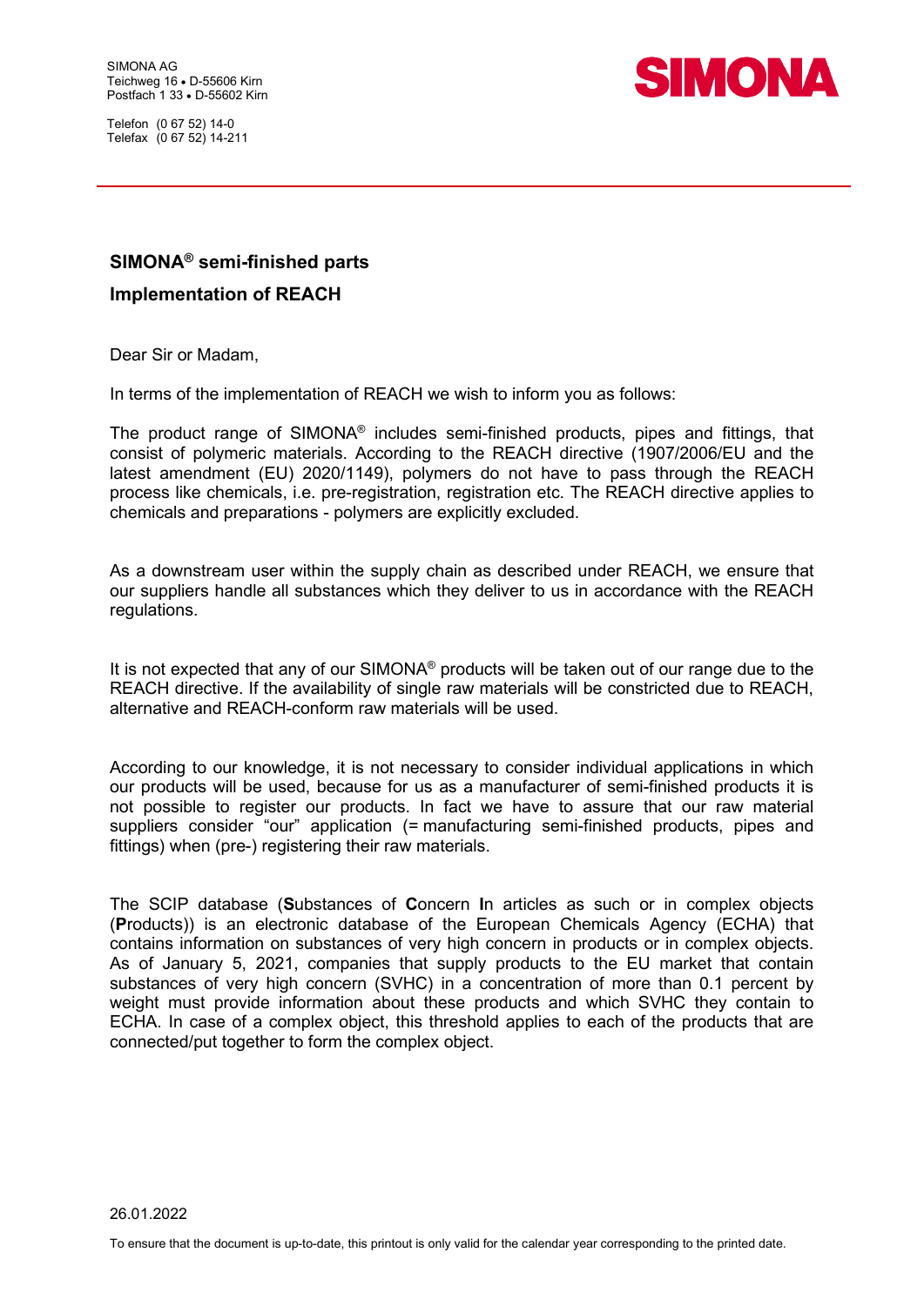SIMONA AG
Teichweg 16 • D-55606 Kirn
Postfach 1 33 • D-55602 Kirn

Telefon (0 67 52) 14-0
Telefax (0 67 52) 14-211

SIMONA

## SIMONA® semi-finished parts

## Implementation of REACH

Dear Sir or Madam,

In terms of the implementation of REACH we wish to inform you as follows:

The product range of SIMONA® includes semi-finished products, pipes and fittings, that consist of polymeric materials. According to the REACH directive (1907/2006/EU and the latest amendment (EU) 2020/1149), polymers do not have to pass through the REACH process like chemicals, i.e. pre-registration, registration etc. The REACH directive applies to chemicals and preparations - polymers are explicitly excluded.

As a downstream user within the supply chain as described under REACH, we ensure that our suppliers handle all substances which they deliver to us in accordance with the REACH regulations.

It is not expected that any of our SIMONA® products will be taken out of our range due to the REACH directive. If the availability of single raw materials will be constricted due to REACH, alternative and REACH-conform raw materials will be used.

According to our knowledge, it is not necessary to consider individual applications in which our products will be used, because for us as a manufacturer of semi-finished products it is not possible to register our products. In fact we have to assure that our raw material suppliers consider "our" application (= manufacturing semi-finished products, pipes and fittings) when (pre-) registering their raw materials.

The SCIP database (**S**ubstances of **C**oncern **I**n articles as such or in complex objects (**P**roducts)) is an electronic database of the European Chemicals Agency (ECHA) that contains information on substances of very high concern in products or in complex objects. As of January 5, 2021, companies that supply products to the EU market that contain substances of very high concern (SVHC) in a concentration of more than 0.1 percent by weight must provide information about these products and which SVHC they contain to ECHA. In case of a complex object, this threshold applies to each of the products that are connected/put together to form the complex object.

26.01.2022

To ensure that the document is up-to-date, this printout is only valid for the calendar year corresponding to the printed date.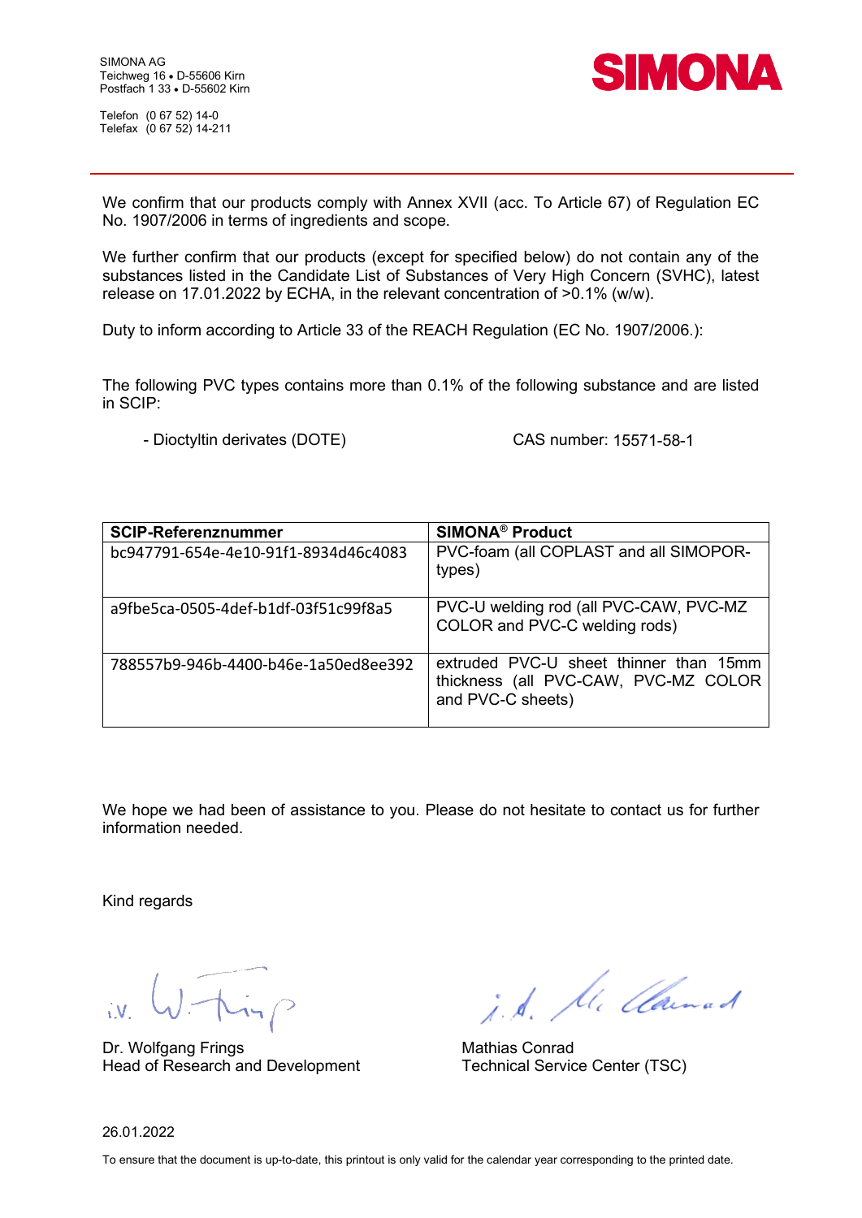SIMONA AG
Teichweg 16 • D-55606 Kirn
Postfach 1 33 • D-55602 Kirn

Telefon (0 67 52) 14-0
Telefax (0 67 52) 14-211

We confirm that our products comply with Annex XVII (acc. To Article 67) of Regulation EC No. 1907/2006 in terms of ingredients and scope.

We further confirm that our products (except for specified below) do not contain any of the substances listed in the Candidate List of Substances of Very High Concern (SVHC), latest release on 17.01.2022 by ECHA, in the relevant concentration of >0.1% (w/w).

Duty to inform according to Article 33 of the REACH Regulation (EC No. 1907/2006.):

The following PVC types contains more than 0.1% of the following substance and are listed in SCIP:

- Dioctyltin derivates (DOTE) CAS number: 15571-58-1

| SCIP-Referenznummer | SIMONA® Product |
|---|---|
| bc947791-654e-4e10-91f1-8934d46c4083 | PVC-foam (all COPLAST and all SIMOPOR-types) |
| a9fbe5ca-0505-4def-b1df-03f51c99f8a5 | PVC-U welding rod (all PVC-CAW, PVC-MZ COLOR and PVC-C welding rods) |
| 788557b9-946b-4400-b46e-1a50ed8ee392 | extruded PVC-U sheet thinner than 15mm thickness (all PVC-CAW, PVC-MZ COLOR and PVC-C sheets) |

We hope we had been of assistance to you. Please do not hesitate to contact us for further information needed.

Kind regards

i.V. W. Frings

Dr. Wolfgang Frings
Head of Research and Development

i.A. M. Conrad

Mathias Conrad
Technical Service Center (TSC)

26.01.2022

To ensure that the document is up-to-date, this printout is only valid for the calendar year corresponding to the printed date.